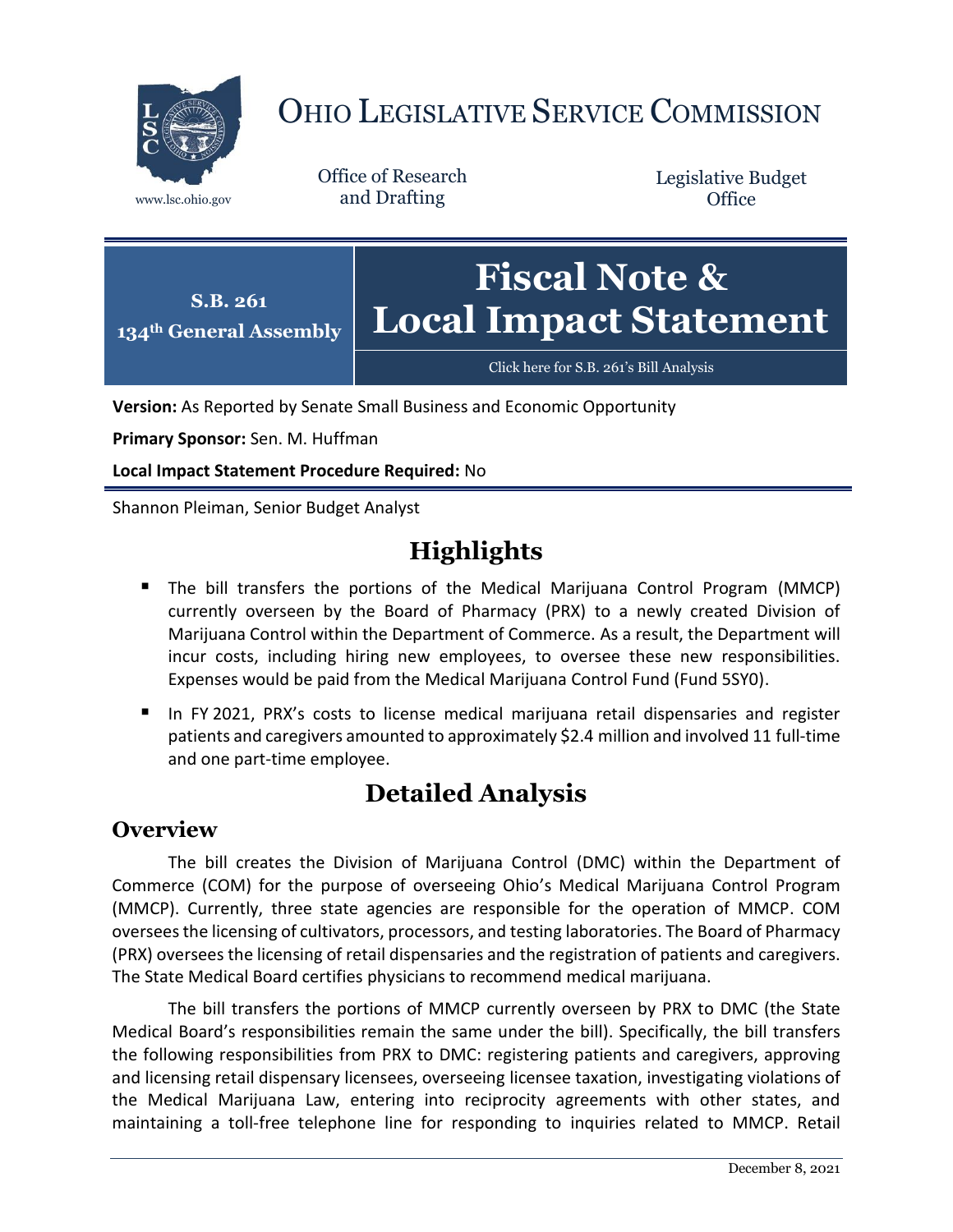# OHIO LEGISLATIVE SERVICE COMMISSION

www.lsc.ohio.gov

Office of Research and Drafting

Legislative Budget Office

**S.B. 261**
**134th General Assembly**

# Fiscal Note & Local Impact Statement

Click here for S.B. 261's Bill Analysis

**Version:** As Reported by Senate Small Business and Economic Opportunity

**Primary Sponsor:** Sen. M. Huffman

**Local Impact Statement Procedure Required:** No

Shannon Pleiman, Senior Budget Analyst

## Highlights

- The bill transfers the portions of the Medical Marijuana Control Program (MMCP) currently overseen by the Board of Pharmacy (PRX) to a newly created Division of Marijuana Control within the Department of Commerce. As a result, the Department will incur costs, including hiring new employees, to oversee these new responsibilities. Expenses would be paid from the Medical Marijuana Control Fund (Fund 5SY0).
- In FY 2021, PRX's costs to license medical marijuana retail dispensaries and register patients and caregivers amounted to approximately $2.4 million and involved 11 full-time and one part-time employee.

## Detailed Analysis

### Overview

The bill creates the Division of Marijuana Control (DMC) within the Department of Commerce (COM) for the purpose of overseeing Ohio's Medical Marijuana Control Program (MMCP). Currently, three state agencies are responsible for the operation of MMCP. COM oversees the licensing of cultivators, processors, and testing laboratories. The Board of Pharmacy (PRX) oversees the licensing of retail dispensaries and the registration of patients and caregivers. The State Medical Board certifies physicians to recommend medical marijuana.

The bill transfers the portions of MMCP currently overseen by PRX to DMC (the State Medical Board's responsibilities remain the same under the bill). Specifically, the bill transfers the following responsibilities from PRX to DMC: registering patients and caregivers, approving and licensing retail dispensary licensees, overseeing licensee taxation, investigating violations of the Medical Marijuana Law, entering into reciprocity agreements with other states, and maintaining a toll-free telephone line for responding to inquiries related to MMCP. Retail

December 8, 2021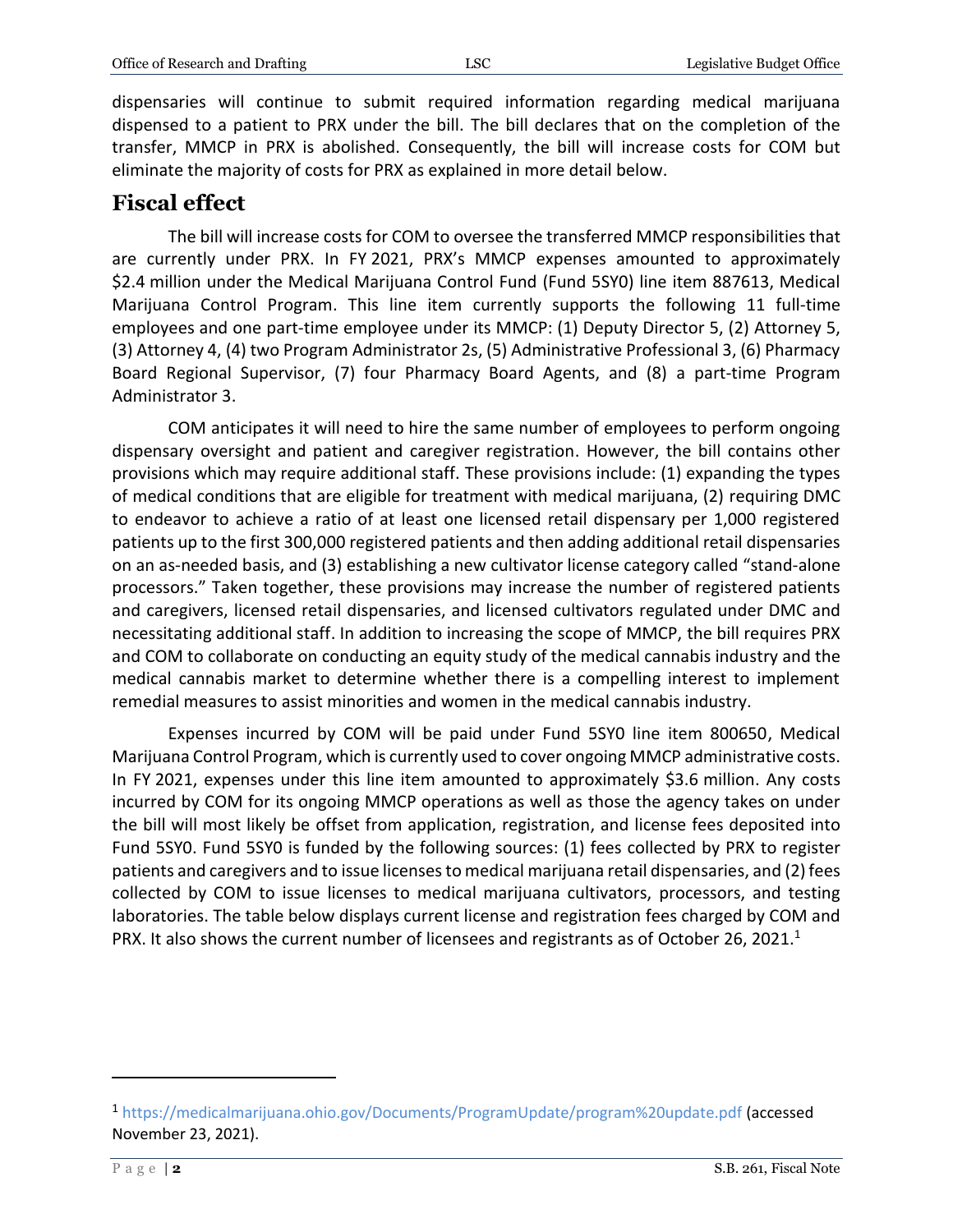dispensaries will continue to submit required information regarding medical marijuana dispensed to a patient to PRX under the bill. The bill declares that on the completion of the transfer, MMCP in PRX is abolished. Consequently, the bill will increase costs for COM but eliminate the majority of costs for PRX as explained in more detail below.

## Fiscal effect

The bill will increase costs for COM to oversee the transferred MMCP responsibilities that are currently under PRX. In FY 2021, PRX's MMCP expenses amounted to approximately $2.4 million under the Medical Marijuana Control Fund (Fund 5SY0) line item 887613, Medical Marijuana Control Program. This line item currently supports the following 11 full-time employees and one part-time employee under its MMCP: (1) Deputy Director 5, (2) Attorney 5, (3) Attorney 4, (4) two Program Administrator 2s, (5) Administrative Professional 3, (6) Pharmacy Board Regional Supervisor, (7) four Pharmacy Board Agents, and (8) a part-time Program Administrator 3.

COM anticipates it will need to hire the same number of employees to perform ongoing dispensary oversight and patient and caregiver registration. However, the bill contains other provisions which may require additional staff. These provisions include: (1) expanding the types of medical conditions that are eligible for treatment with medical marijuana, (2) requiring DMC to endeavor to achieve a ratio of at least one licensed retail dispensary per 1,000 registered patients up to the first 300,000 registered patients and then adding additional retail dispensaries on an as-needed basis, and (3) establishing a new cultivator license category called "stand-alone processors." Taken together, these provisions may increase the number of registered patients and caregivers, licensed retail dispensaries, and licensed cultivators regulated under DMC and necessitating additional staff. In addition to increasing the scope of MMCP, the bill requires PRX and COM to collaborate on conducting an equity study of the medical cannabis industry and the medical cannabis market to determine whether there is a compelling interest to implement remedial measures to assist minorities and women in the medical cannabis industry.

Expenses incurred by COM will be paid under Fund 5SY0 line item 800650, Medical Marijuana Control Program, which is currently used to cover ongoing MMCP administrative costs. In FY 2021, expenses under this line item amounted to approximately $3.6 million. Any costs incurred by COM for its ongoing MMCP operations as well as those the agency takes on under the bill will most likely be offset from application, registration, and license fees deposited into Fund 5SY0. Fund 5SY0 is funded by the following sources: (1) fees collected by PRX to register patients and caregivers and to issue licenses to medical marijuana retail dispensaries, and (2) fees collected by COM to issue licenses to medical marijuana cultivators, processors, and testing laboratories. The table below displays current license and registration fees charged by COM and PRX. It also shows the current number of licensees and registrants as of October 26, 2021.[1]

---

[1] https://medicalmarijuana.ohio.gov/Documents/ProgramUpdate/program%20update.pdf (accessed November 23, 2021).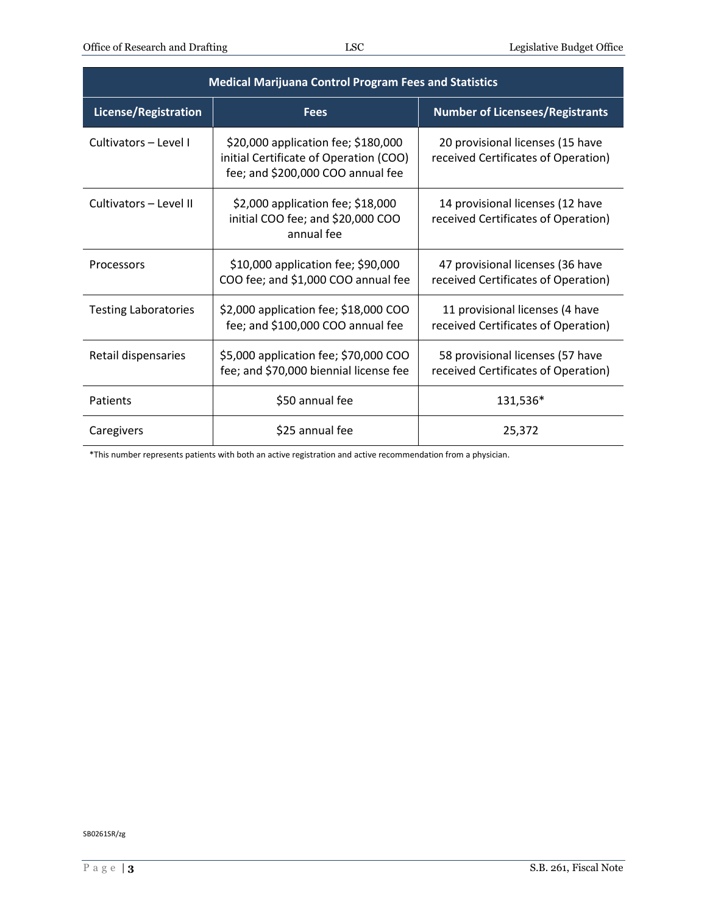| Medical Marijuana Control Program Fees and Statistics | | |
|---|---|---|
| **License/Registration** | **Fees** | **Number of Licensees/Registrants** |
| Cultivators – Level I | $20,000 application fee; $180,000 initial Certificate of Operation (COO) fee; and $200,000 COO annual fee | 20 provisional licenses (15 have received Certificates of Operation) |
| Cultivators – Level II | $2,000 application fee; $18,000 initial COO fee; and $20,000 COO annual fee | 14 provisional licenses (12 have received Certificates of Operation) |
| Processors | $10,000 application fee; $90,000 COO fee; and $1,000 COO annual fee | 47 provisional licenses (36 have received Certificates of Operation) |
| Testing Laboratories | $2,000 application fee; $18,000 COO fee; and $100,000 COO annual fee | 11 provisional licenses (4 have received Certificates of Operation) |
| Retail dispensaries | $5,000 application fee; $70,000 COO fee; and $70,000 biennial license fee | 58 provisional licenses (57 have received Certificates of Operation) |
| Patients | $50 annual fee | 131,536* |
| Caregivers | $25 annual fee | 25,372 |

*This number represents patients with both an active registration and active recommendation from a physician.

SB0261SR/zg